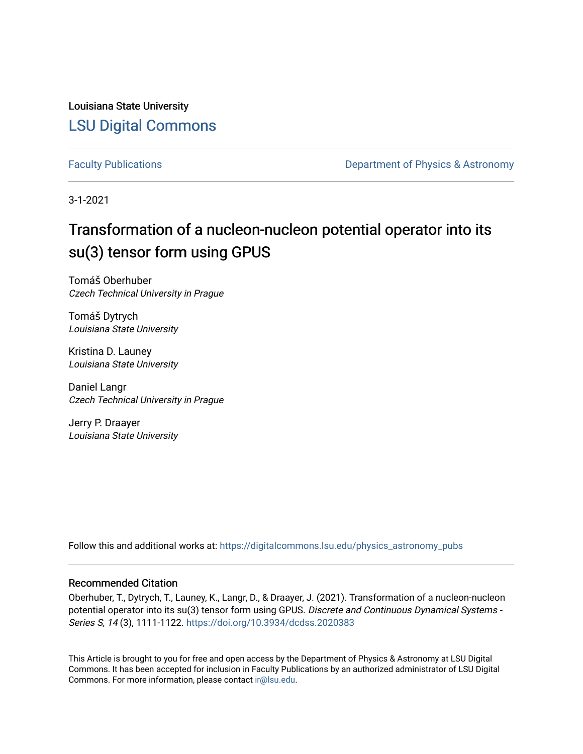Louisiana State University

# LSU Digital Commons

Faculty Publications | Department of Physics & Astronomy

3-1-2021

# Transformation of a nucleon-nucleon potential operator into its su(3) tensor form using GPUS

Tomáš Oberhuber
*Czech Technical University in Prague*

Tomáš Dytrych
*Louisiana State University*

Kristina D. Launey
*Louisiana State University*

Daniel Langr
*Czech Technical University in Prague*

Jerry P. Draayer
*Louisiana State University*

Follow this and additional works at: https://digitalcommons.lsu.edu/physics_astronomy_pubs

## Recommended Citation

Oberhuber, T., Dytrych, T., Launey, K., Langr, D., & Draayer, J. (2021). Transformation of a nucleon-nucleon potential operator into its su(3) tensor form using GPUS. *Discrete and Continuous Dynamical Systems - Series S, 14* (3), 1111-1122. https://doi.org/10.3934/dcdss.2020383

This Article is brought to you for free and open access by the Department of Physics & Astronomy at LSU Digital Commons. It has been accepted for inclusion in Faculty Publications by an authorized administrator of LSU Digital Commons. For more information, please contact ir@lsu.edu.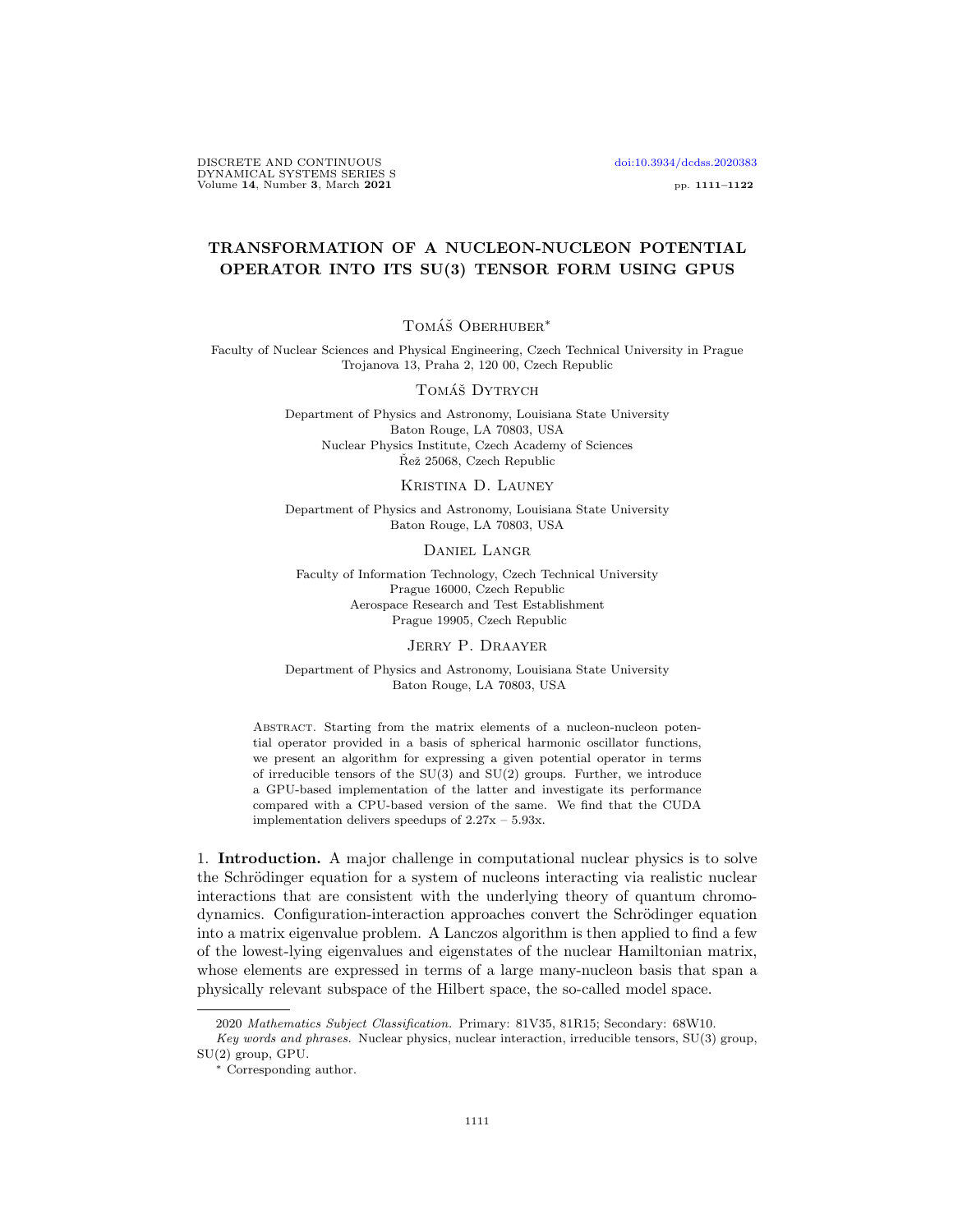# TRANSFORMATION OF A NUCLEON-NUCLEON POTENTIAL OPERATOR INTO ITS SU(3) TENSOR FORM USING GPUS

Tomáš Oberhuber*

Faculty of Nuclear Sciences and Physical Engineering, Czech Technical University in Prague
Trojanova 13, Praha 2, 120 00, Czech Republic

Tomáš Dytrych

Department of Physics and Astronomy, Louisiana State University
Baton Rouge, LA 70803, USA
Nuclear Physics Institute, Czech Academy of Sciences
Řež 25068, Czech Republic

Kristina D. Launey

Department of Physics and Astronomy, Louisiana State University
Baton Rouge, LA 70803, USA

Daniel Langr

Faculty of Information Technology, Czech Technical University
Prague 16000, Czech Republic
Aerospace Research and Test Establishment
Prague 19905, Czech Republic

Jerry P. Draayer

Department of Physics and Astronomy, Louisiana State University
Baton Rouge, LA 70803, USA

Abstract. Starting from the matrix elements of a nucleon-nucleon potential operator provided in a basis of spherical harmonic oscillator functions, we present an algorithm for expressing a given potential operator in terms of irreducible tensors of the SU(3) and SU(2) groups. Further, we introduce a GPU-based implementation of the latter and investigate its performance compared with a CPU-based version of the same. We find that the CUDA implementation delivers speedups of 2.27x – 5.93x.

## 1. Introduction.

A major challenge in computational nuclear physics is to solve the Schrödinger equation for a system of nucleons interacting via realistic nuclear interactions that are consistent with the underlying theory of quantum chromodynamics. Configuration-interaction approaches convert the Schrödinger equation into a matrix eigenvalue problem. A Lanczos algorithm is then applied to find a few of the lowest-lying eigenvalues and eigenstates of the nuclear Hamiltonian matrix, whose elements are expressed in terms of a large many-nucleon basis that span a physically relevant subspace of the Hilbert space, the so-called model space.

2020 *Mathematics Subject Classification.* Primary: 81V35, 81R15; Secondary: 68W10.

*Key words and phrases.* Nuclear physics, nuclear interaction, irreducible tensors, SU(3) group, SU(2) group, GPU.

* Corresponding author.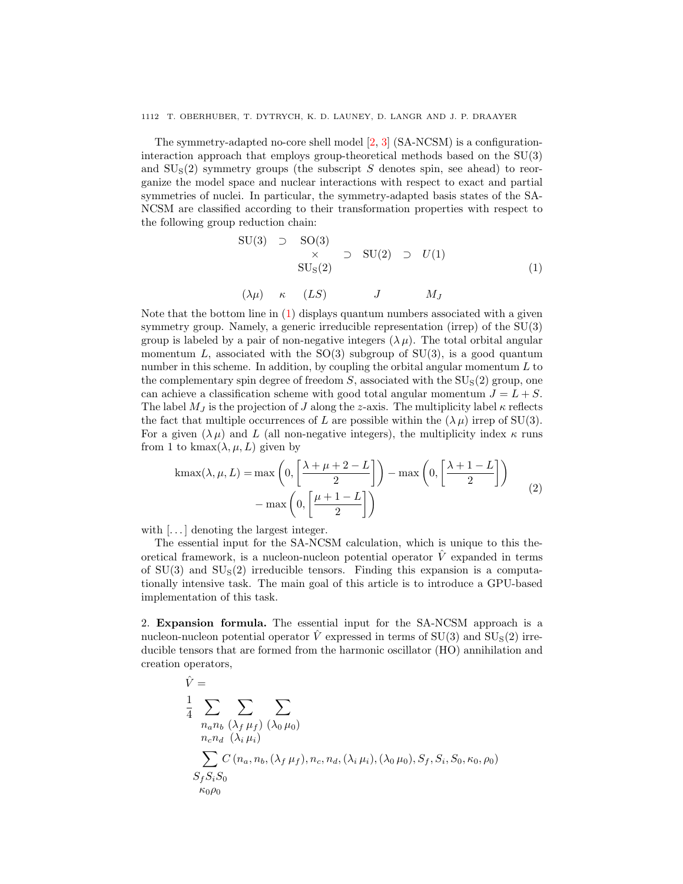The symmetry-adapted no-core shell model [2, 3] (SA-NCSM) is a configuration-interaction approach that employs group-theoretical methods based on the SU(3) and $\mathrm{SU_S}(2)$ symmetry groups (the subscript $S$ denotes spin, see ahead) to reorganize the model space and nuclear interactions with respect to exact and partial symmetries of nuclei. In particular, the symmetry-adapted basis states of the SA-NCSM are classified according to their transformation properties with respect to the following group reduction chain:

$$
\begin{array}{ccccccc}
\mathrm{SU}(3) & \supset & \begin{array}{c}\mathrm{SO}(3)\\ \times \\ \mathrm{SU_S}(2)\end{array} & \supset & \mathrm{SU}(2) & \supset & U(1) \\
 & & & & & & \\
(\lambda\mu) & \kappa & (LS) & & J & & M_J
\end{array}
\tag{1}
$$

Note that the bottom line in (1) displays quantum numbers associated with a given symmetry group. Namely, a generic irreducible representation (irrep) of the SU(3) group is labeled by a pair of non-negative integers $(\lambda\,\mu)$. The total orbital angular momentum $L$, associated with the SO(3) subgroup of SU(3), is a good quantum number in this scheme. In addition, by coupling the orbital angular momentum $L$ to the complementary spin degree of freedom $S$, associated with the $\mathrm{SU_S}(2)$ group, one can achieve a classification scheme with good total angular momentum $J = L + S$. The label $M_J$ is the projection of $J$ along the $z$-axis. The multiplicity label $\kappa$ reflects the fact that multiple occurrences of $L$ are possible within the $(\lambda\,\mu)$ irrep of SU(3). For a given $(\lambda\,\mu)$ and $L$ (all non-negative integers), the multiplicity index $\kappa$ runs from 1 to $\mathrm{kmax}(\lambda, \mu, L)$ given by

$$
\begin{aligned}
\mathrm{kmax}(\lambda, \mu, L) = \max\left(0, \left[\frac{\lambda+\mu+2-L}{2}\right]\right) - \max\left(0, \left[\frac{\lambda+1-L}{2}\right]\right) \\
- \max\left(0, \left[\frac{\mu+1-L}{2}\right]\right)
\end{aligned}
\tag{2}
$$

with $[\dots]$ denoting the largest integer.

The essential input for the SA-NCSM calculation, which is unique to this theoretical framework, is a nucleon-nucleon potential operator $\hat{V}$ expanded in terms of SU(3) and $\mathrm{SU_S}(2)$ irreducible tensors. Finding this expansion is a computationally intensive task. The main goal of this article is to introduce a GPU-based implementation of this task.

2. **Expansion formula.** The essential input for the SA-NCSM approach is a nucleon-nucleon potential operator $\hat{V}$ expressed in terms of SU(3) and $\mathrm{SU_S}(2)$ irreducible tensors that are formed from the harmonic oscillator (HO) annihilation and creation operators,

$$
\begin{aligned}
&\hat{V} = \\
&\frac{1}{4} \sum_{\substack{n_a n_b \\ n_c n_d}} \sum_{\substack{(\lambda_f\,\mu_f) \\ (\lambda_i\,\mu_i)}} \sum_{(\lambda_0\,\mu_0)} \\
&\sum_{\substack{S_f S_i S_0 \\ \kappa_0 \rho_0}} C\left(n_a, n_b, (\lambda_f\,\mu_f), n_c, n_d, (\lambda_i\,\mu_i), (\lambda_0\,\mu_0), S_f, S_i, S_0, \kappa_0, \rho_0\right)
\end{aligned}
$$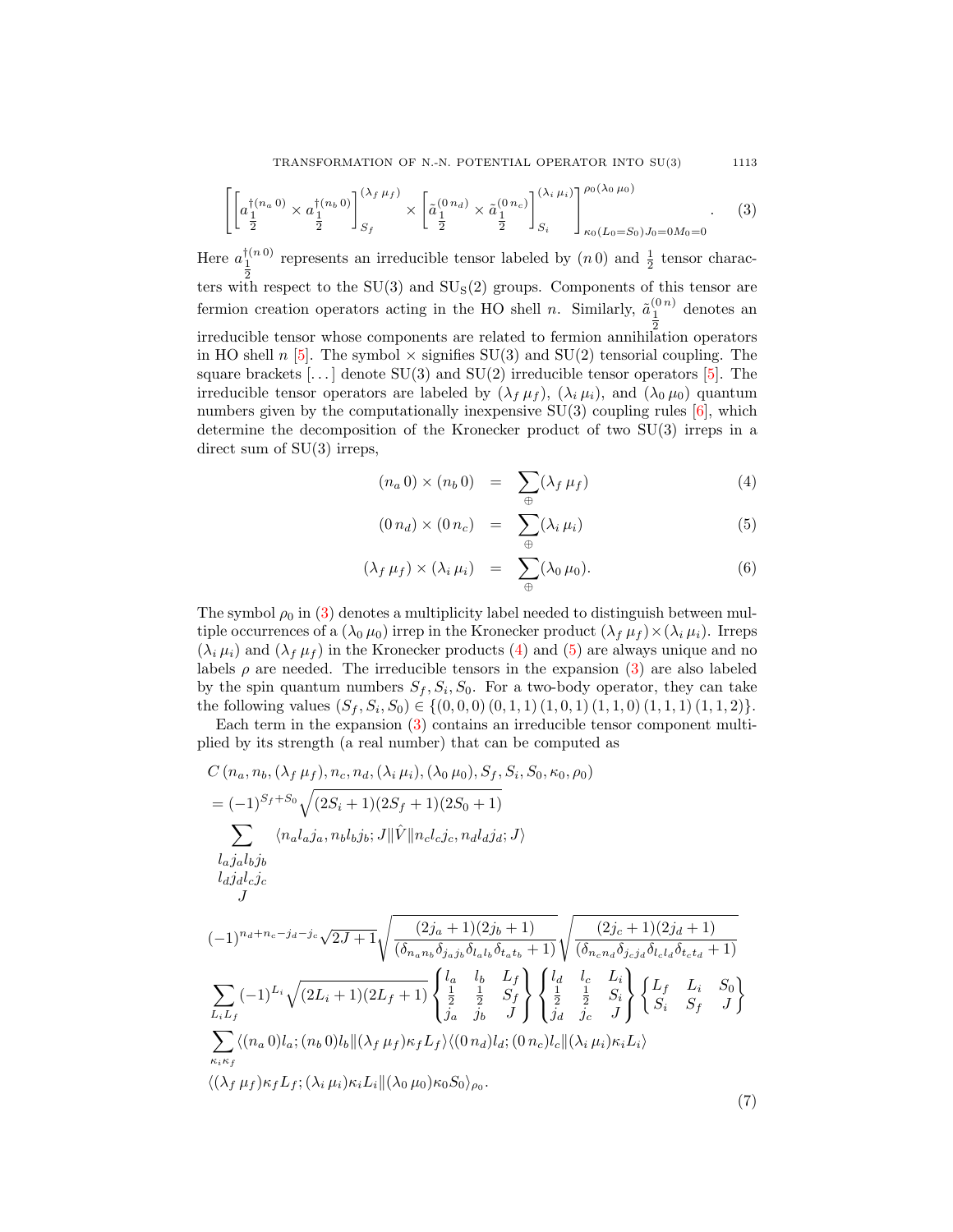$$
\left[\left[a^{\dagger(n_a\,0)}_{\frac{1}{2}} \times a^{\dagger(n_b\,0)}_{\frac{1}{2}}\right]^{(\lambda_f\,\mu_f)}_{S_f} \times \left[\tilde{a}^{(0\,n_d)}_{\frac{1}{2}} \times \tilde{a}^{(0\,n_c)}_{\frac{1}{2}}\right]^{(\lambda_i\,\mu_i)}_{S_i}\right]^{\rho_0(\lambda_0\,\mu_0)}_{\kappa_0(L_0=S_0)J_0=0M_0=0}. \quad (3)
$$

Here $a^{\dagger(n\,0)}_{\frac{1}{2}}$ represents an irreducible tensor labeled by $(n\,0)$ and $\frac{1}{2}$ tensor characters with respect to the SU(3) and $\mathrm{SU_S}(2)$ groups. Components of this tensor are fermion creation operators acting in the HO shell $n$. Similarly, $\tilde{a}^{(0\,n)}_{\frac{1}{2}}$ denotes an irreducible tensor whose components are related to fermion annihilation operators in HO shell $n$ [5]. The symbol $\times$ signifies SU(3) and SU(2) tensorial coupling. The square brackets $[\dots]$ denote SU(3) and SU(2) irreducible tensor operators [5]. The irreducible tensor operators are labeled by $(\lambda_f\,\mu_f)$, $(\lambda_i\,\mu_i)$, and $(\lambda_0\,\mu_0)$ quantum numbers given by the computationally inexpensive SU(3) coupling rules [6], which determine the decomposition of the Kronecker product of two SU(3) irreps in a direct sum of SU(3) irreps,

$$
(n_a\,0) \times (n_b\,0) \;=\; \sum_{\oplus} (\lambda_f\,\mu_f) \quad (4)
$$

$$
(0\,n_d) \times (0\,n_c) \;=\; \sum_{\oplus} (\lambda_i\,\mu_i) \quad (5)
$$

$$
(\lambda_f\,\mu_f) \times (\lambda_i\,\mu_i) \;=\; \sum_{\oplus} (\lambda_0\,\mu_0). \quad (6)
$$

The symbol $\rho_0$ in (3) denotes a multiplicity label needed to distinguish between multiple occurrences of a $(\lambda_0\,\mu_0)$ irrep in the Kronecker product $(\lambda_f\,\mu_f)\times(\lambda_i\,\mu_i)$. Irreps $(\lambda_i\,\mu_i)$ and $(\lambda_f\,\mu_f)$ in the Kronecker products (4) and (5) are always unique and no labels $\rho$ are needed. The irreducible tensors in the expansion (3) are also labeled by the spin quantum numbers $S_f, S_i, S_0$. For a two-body operator, they can take the following values $(S_f, S_i, S_0) \in \{(0,0,0)\,(0,1,1)\,(1,0,1)\,(1,1,0)\,(1,1,1)\,(1,1,2)\}$.

Each term in the expansion (3) contains an irreducible tensor component multiplied by its strength (a real number) that can be computed as

$$
\begin{aligned}
& C\left(n_a, n_b, (\lambda_f\,\mu_f), n_c, n_d, (\lambda_i\,\mu_i), (\lambda_0\,\mu_0), S_f, S_i, S_0, \kappa_0, \rho_0\right) \\
&= (-1)^{S_f+S_0}\sqrt{(2S_i+1)(2S_f+1)(2S_0+1)} \\
& \sum_{\substack{l_a j_a l_b j_b \\ l_d j_d l_c j_c \\ J}} \langle n_a l_a j_a, n_b l_b j_b; J \| \hat{V} \| n_c l_c j_c, n_d l_d j_d; J\rangle \\
& (-1)^{n_d+n_c-j_d-j_c}\sqrt{2J+1}\sqrt{\frac{(2j_a+1)(2j_b+1)}{(\delta_{n_a n_b}\delta_{j_a j_b}\delta_{l_a l_b}\delta_{t_a t_b}+1)}}\sqrt{\frac{(2j_c+1)(2j_d+1)}{(\delta_{n_c n_d}\delta_{j_c j_d}\delta_{l_c l_d}\delta_{t_c t_d}+1)}} \\
& \sum_{L_i L_f} (-1)^{L_i}\sqrt{(2L_i+1)(2L_f+1)} \begin{Bmatrix} l_a & l_b & L_f \\ \frac{1}{2} & \frac{1}{2} & S_f \\ j_a & j_b & J \end{Bmatrix} \begin{Bmatrix} l_d & l_c & L_i \\ \frac{1}{2} & \frac{1}{2} & S_i \\ j_d & j_c & J \end{Bmatrix} \begin{Bmatrix} L_f & L_i & S_0 \\ S_i & S_f & J \end{Bmatrix} \\
& \sum_{\kappa_i \kappa_f} \langle (n_a\,0) l_a; (n_b\,0) l_b \| (\lambda_f\,\mu_f)\kappa_f L_f\rangle \langle (0\,n_d) l_d; (0\,n_c) l_c \| (\lambda_i\,\mu_i)\kappa_i L_i\rangle \\
& \langle (\lambda_f\,\mu_f)\kappa_f L_f; (\lambda_i\,\mu_i)\kappa_i L_i \| (\lambda_0\,\mu_0)\kappa_0 S_0\rangle_{\rho_0}.
\end{aligned} \quad (7)
$$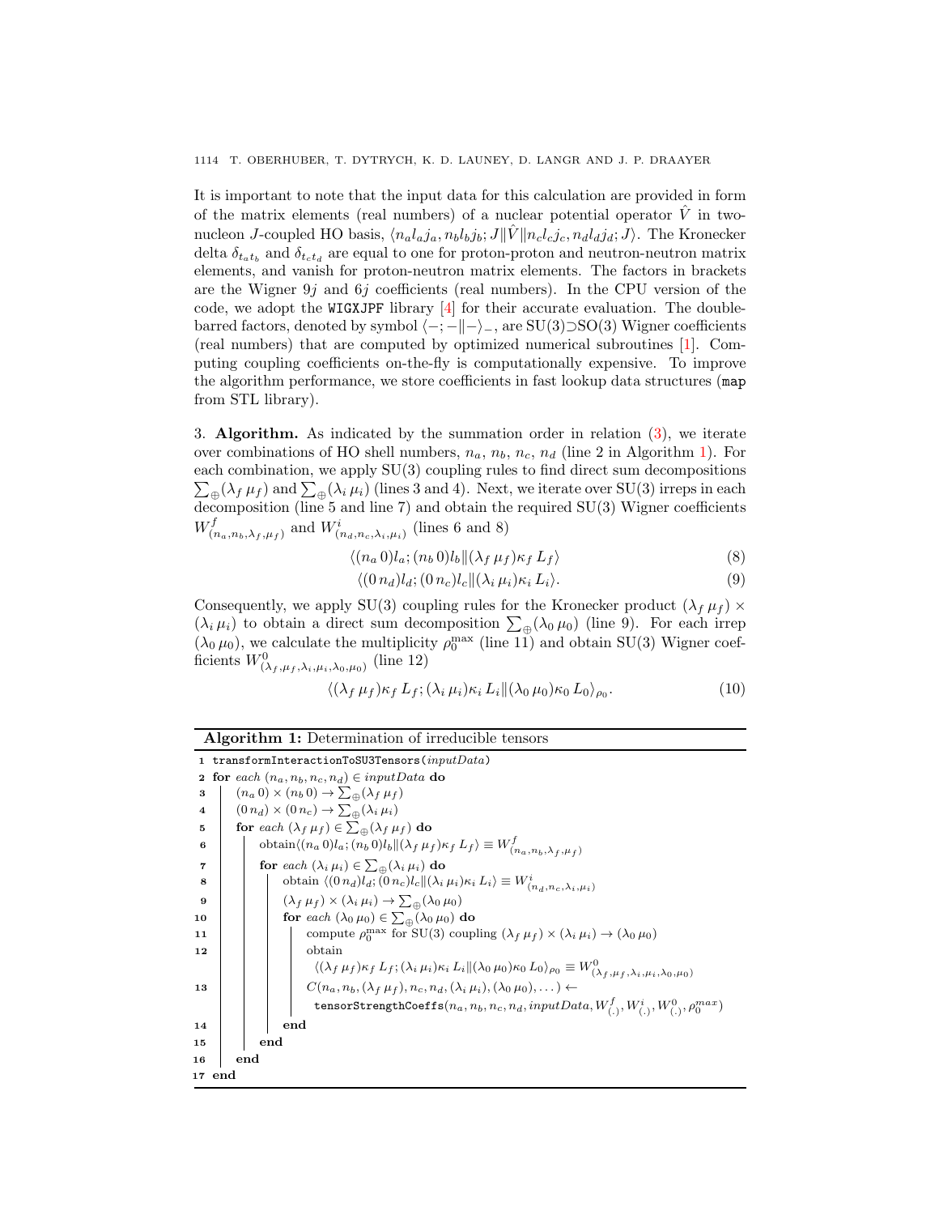It is important to note that the input data for this calculation are provided in form of the matrix elements (real numbers) of a nuclear potential operator $\hat{V}$ in two-nucleon $J$-coupled HO basis, $\langle n_a l_a j_a, n_b l_b j_b; J \| \hat{V} \| n_c l_c j_c, n_d l_d j_d; J \rangle$. The Kronecker delta $\delta_{t_a t_b}$ and $\delta_{t_c t_d}$ are equal to one for proton-proton and neutron-neutron matrix elements, and vanish for proton-neutron matrix elements. The factors in brackets are the Wigner $9j$ and $6j$ coefficients (real numbers). In the CPU version of the code, we adopt the `WIGXJPF` library [4] for their accurate evaluation. The double-barred factors, denoted by symbol $\langle -; - \| - \rangle_{-}$, are SU(3)⊃SO(3) Wigner coefficients (real numbers) that are computed by optimized numerical subroutines [1]. Computing coupling coefficients on-the-fly is computationally expensive. To improve the algorithm performance, we store coefficients in fast lookup data structures (`map` from STL library).

## 3. Algorithm.

As indicated by the summation order in relation (3), we iterate over combinations of HO shell numbers, $n_a$, $n_b$, $n_c$, $n_d$ (line 2 in Algorithm 1). For each combination, we apply SU(3) coupling rules to find direct sum decompositions $\sum_{\oplus}(\lambda_f\,\mu_f)$ and $\sum_{\oplus}(\lambda_i\,\mu_i)$ (lines 3 and 4). Next, we iterate over SU(3) irreps in each decomposition (line 5 and line 7) and obtain the required SU(3) Wigner coefficients $W^f_{(n_a,n_b,\lambda_f,\mu_f)}$ and $W^i_{(n_d,n_c,\lambda_i,\mu_i)}$ (lines 6 and 8)

$$\langle (n_a\,0) l_a; (n_b\,0) l_b \| (\lambda_f\,\mu_f) \kappa_f\, L_f \rangle \tag{8}$$

$$\langle (0\,n_d) l_d; (0\,n_c) l_c \| (\lambda_i\,\mu_i) \kappa_i\, L_i \rangle. \tag{9}$$

Consequently, we apply SU(3) coupling rules for the Kronecker product $(\lambda_f\,\mu_f) \times (\lambda_i\,\mu_i)$ to obtain a direct sum decomposition $\sum_{\oplus}(\lambda_0\,\mu_0)$ (line 9). For each irrep $(\lambda_0\,\mu_0)$, we calculate the multiplicity $\rho_0^{\max}$ (line 11) and obtain SU(3) Wigner coefficients $W^0_{(\lambda_f,\mu_f,\lambda_i,\mu_i,\lambda_0,\mu_0)}$ (line 12)

$$\langle (\lambda_f\,\mu_f) \kappa_f\, L_f; (\lambda_i\,\mu_i) \kappa_i\, L_i \| (\lambda_0\,\mu_0) \kappa_0\, L_0 \rangle_{\rho_0}. \tag{10}$$

**Algorithm 1:** Determination of irreducible tensors

```
1  transformInteractionToSU3Tensors(inputData)
2  for each (n_a, n_b, n_c, n_d) ∈ inputData do
3      (n_a 0) × (n_b 0) → Σ⊕(λ_f μ_f)
4      (0 n_d) × (0 n_c) → Σ⊕(λ_i μ_i)
5      for each (λ_f μ_f) ∈ Σ⊕(λ_f μ_f) do
6          obtain⟨(n_a 0)l_a; (n_b 0)l_b‖(λ_f μ_f)κ_f L_f⟩ ≡ W^f_(n_a,n_b,λ_f,μ_f)
7          for each (λ_i μ_i) ∈ Σ⊕(λ_i μ_i) do
8              obtain ⟨(0 n_d)l_d; (0 n_c)l_c‖(λ_i μ_i)κ_i L_i⟩ ≡ W^i_(n_d,n_c,λ_i,μ_i)
9              (λ_f μ_f) × (λ_i μ_i) → Σ⊕(λ_0 μ_0)
10             for each (λ_0 μ_0) ∈ Σ⊕(λ_0 μ_0) do
11                 compute ρ_0^max for SU(3) coupling (λ_f μ_f) × (λ_i μ_i) → (λ_0 μ_0)
12                 obtain
                     ⟨(λ_f μ_f)κ_f L_f; (λ_i μ_i)κ_i L_i‖(λ_0 μ_0)κ_0 L_0⟩_ρ0 ≡ W^0_(λ_f,μ_f,λ_i,μ_i,λ_0,μ_0)
13                 C(n_a, n_b, (λ_f μ_f), n_c, n_d, (λ_i μ_i), (λ_0 μ_0), ...) ←
                     tensorStrengthCoeffs(n_a, n_b, n_c, n_d, inputData, W^f_(.), W^i_(.), W^0_(.), ρ_0^max)
14             end
15         end
16     end
17 end
```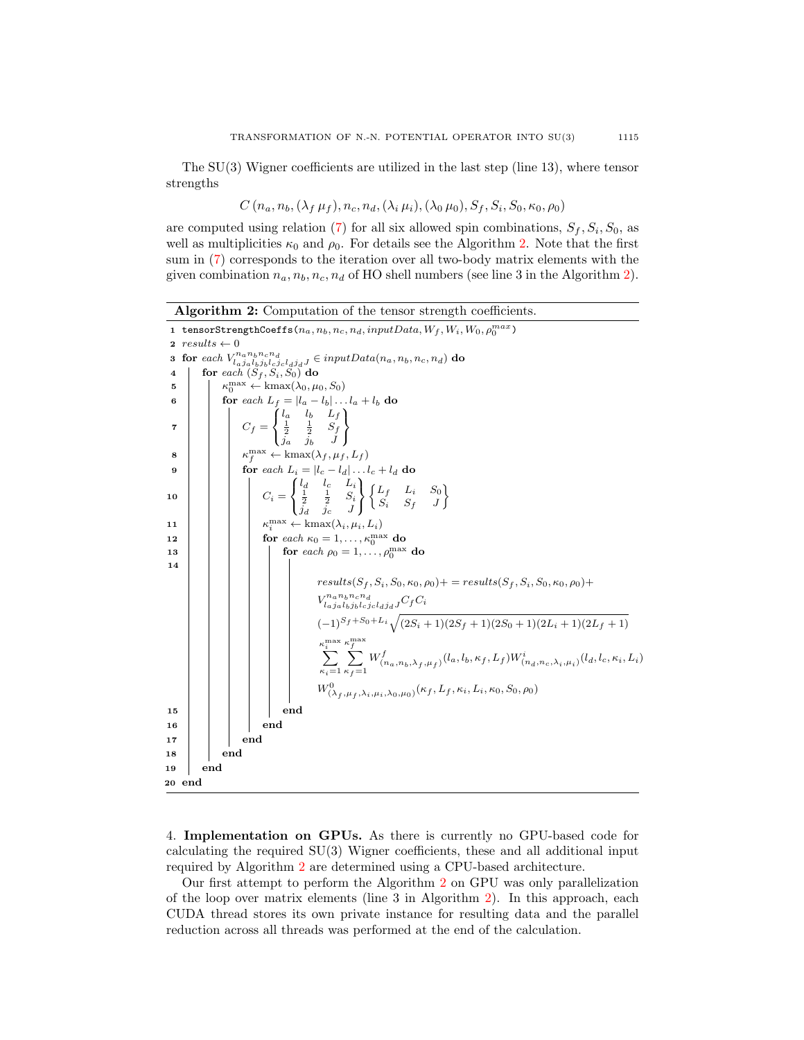The SU(3) Wigner coefficients are utilized in the last step (line 13), where tensor strengths

$$C\left(n_a, n_b, (\lambda_f\,\mu_f), n_c, n_d, (\lambda_i\,\mu_i), (\lambda_0\,\mu_0), S_f, S_i, S_0, \kappa_0, \rho_0\right)$$

are computed using relation (7) for all six allowed spin combinations, $S_f, S_i, S_0$, as well as multiplicities $\kappa_0$ and $\rho_0$. For details see the Algorithm 2. Note that the first sum in (7) corresponds to the iteration over all two-body matrix elements with the given combination $n_a, n_b, n_c, n_d$ of HO shell numbers (see line 3 in the Algorithm 2).

**Algorithm 2:** Computation of the tensor strength coefficients.

```
1  tensorStrengthCoeffs(n_a, n_b, n_c, n_d, inputData, W_f, W_i, W_0, ρ_0^max)
2  results ← 0
3  for each V^{n_a n_b n_c n_d}_{l_a j_a l_b j_b l_c j_c l_d j_d J} ∈ inputData(n_a, n_b, n_c, n_d) do
4  |   for each (S_f, S_i, S_0) do
5  |   |   κ_0^max ← kmax(λ_0, μ_0, S_0)
6  |   |   for each L_f = |l_a − l_b| ... l_a + l_b do
7  |   |   |   C_f = { l_a  l_b  L_f ; 1/2  1/2  S_f ; j_a  j_b  J }
8  |   |   |   κ_f^max ← kmax(λ_f, μ_f, L_f)
9  |   |   |   for each L_i = |l_c − l_d| ... l_c + l_d do
10 |   |   |   |   C_i = { l_d  l_c  L_i ; 1/2  1/2  S_i ; j_d  j_c  J } { L_f  L_i  S_0 ; S_i  S_f  J }
11 |   |   |   |   κ_i^max ← kmax(λ_i, μ_i, L_i)
12 |   |   |   |   for each κ_0 = 1, ..., κ_0^max do
13 |   |   |   |   |   for each ρ_0 = 1, ..., ρ_0^max do
14 |   |   |   |   |   |   (see equation below)
15 |   |   |   |   |   end
16 |   |   |   |   end
17 |   |   |   end
18 |   |   end
19 |   end
20 end
```

Line 7:

$$C_f = \begin{Bmatrix} l_a & l_b & L_f \\ \frac{1}{2} & \frac{1}{2} & S_f \\ j_a & j_b & J \end{Bmatrix}$$

Line 10:

$$C_i = \begin{Bmatrix} l_d & l_c & L_i \\ \frac{1}{2} & \frac{1}{2} & S_i \\ j_d & j_c & J \end{Bmatrix} \begin{Bmatrix} L_f & L_i & S_0 \\ S_i & S_f & J \end{Bmatrix}$$

Line 14:

$$\begin{aligned}
&results(S_f, S_i, S_0, \kappa_0, \rho_0) += results(S_f, S_i, S_0, \kappa_0, \rho_0) + \\
&V^{n_a n_b n_c n_d}_{l_a j_a l_b j_b l_c j_c l_d j_d J} C_f C_i \\
&(-1)^{S_f + S_0 + L_i} \sqrt{(2S_i+1)(2S_f+1)(2S_0+1)(2L_i+1)(2L_f+1)} \\
&\sum_{\kappa_i=1}^{\kappa_i^{\max}} \sum_{\kappa_f=1}^{\kappa_f^{\max}} W^f_{(n_a, n_b, \lambda_f, \mu_f)}(l_a, l_b, \kappa_f, L_f) W^i_{(n_d, n_c, \lambda_i, \mu_i)}(l_d, l_c, \kappa_i, L_i) \\
&W^0_{(\lambda_f, \mu_f, \lambda_i, \mu_i, \lambda_0, \mu_0)}(\kappa_f, L_f, \kappa_i, L_i, \kappa_0, S_0, \rho_0)
\end{aligned}$$

4. **Implementation on GPUs.** As there is currently no GPU-based code for calculating the required SU(3) Wigner coefficients, these and all additional input required by Algorithm 2 are determined using a CPU-based architecture.

Our first attempt to perform the Algorithm 2 on GPU was only parallelization of the loop over matrix elements (line 3 in Algorithm 2). In this approach, each CUDA thread stores its own private instance for resulting data and the parallel reduction across all threads was performed at the end of the calculation.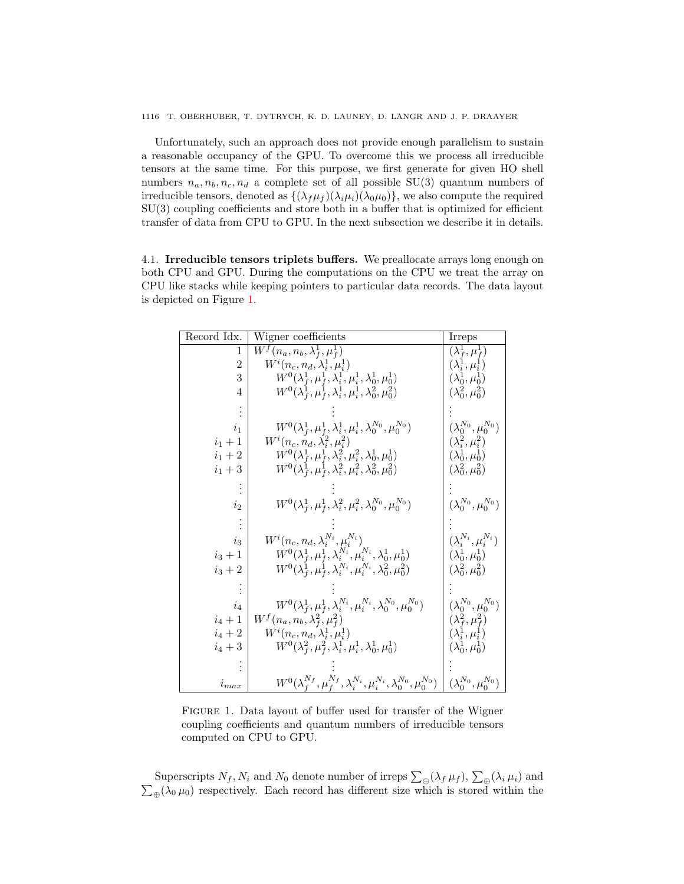Unfortunately, such an approach does not provide enough parallelism to sustain a reasonable occupancy of the GPU. To overcome this we process all irreducible tensors at the same time. For this purpose, we first generate for given HO shell numbers $n_a, n_b, n_c, n_d$ a complete set of all possible SU(3) quantum numbers of irreducible tensors, denoted as $\{(\lambda_f \mu_f)(\lambda_i \mu_i)(\lambda_0 \mu_0)\}$, we also compute the required SU(3) coupling coefficients and store both in a buffer that is optimized for efficient transfer of data from CPU to GPU. In the next subsection we describe it in details.

4.1. **Irreducible tensors triplets buffers.** We preallocate arrays long enough on both CPU and GPU. During the computations on the CPU we treat the array on CPU like stacks while keeping pointers to particular data records. The data layout is depicted on Figure 1.

| Record Idx. | Wigner coefficients | Irreps |
|---|---|---|
| 1 | $W^f(n_a, n_b, \lambda_f^1, \mu_f^1)$ | $(\lambda_f^1, \mu_f^1)$ |
| 2 | $W^i(n_c, n_d, \lambda_i^1, \mu_i^1)$ | $(\lambda_i^1, \mu_i^1)$ |
| 3 | $W^0(\lambda_f^1, \mu_f^1, \lambda_i^1, \mu_i^1, \lambda_0^1, \mu_0^1)$ | $(\lambda_0^1, \mu_0^1)$ |
| 4 | $W^0(\lambda_f^1, \mu_f^1, \lambda_i^1, \mu_i^1, \lambda_0^2, \mu_0^2)$ | $(\lambda_0^2, \mu_0^2)$ |
| $\vdots$ | $\vdots$ | $\vdots$ |
| $i_1$ | $W^0(\lambda_f^1, \mu_f^1, \lambda_i^1, \mu_i^1, \lambda_0^{N_0}, \mu_0^{N_0})$ | $(\lambda_0^{N_0}, \mu_0^{N_0})$ |
| $i_1 + 1$ | $W^i(n_c, n_d, \lambda_i^2, \mu_i^2)$ | $(\lambda_i^2, \mu_i^2)$ |
| $i_1 + 2$ | $W^0(\lambda_f^1, \mu_f^1, \lambda_i^2, \mu_i^2, \lambda_0^1, \mu_0^1)$ | $(\lambda_0^1, \mu_0^1)$ |
| $i_1 + 3$ | $W^0(\lambda_f^1, \mu_f^1, \lambda_i^2, \mu_i^2, \lambda_0^2, \mu_0^2)$ | $(\lambda_0^2, \mu_0^2)$ |
| $\vdots$ | $\vdots$ | $\vdots$ |
| $i_2$ | $W^0(\lambda_f^1, \mu_f^1, \lambda_i^2, \mu_i^2, \lambda_0^{N_0}, \mu_0^{N_0})$ | $(\lambda_0^{N_0}, \mu_0^{N_0})$ |
| $\vdots$ | $\vdots$ | $\vdots$ |
| $i_3$ | $W^i(n_c, n_d, \lambda_i^{N_i}, \mu_i^{N_i})$ | $(\lambda_i^{N_i}, \mu_i^{N_i})$ |
| $i_3 + 1$ | $W^0(\lambda_f^1, \mu_f^1, \lambda_i^{N_i}, \mu_i^{N_i}, \lambda_0^1, \mu_0^1)$ | $(\lambda_0^1, \mu_0^1)$ |
| $i_3 + 2$ | $W^0(\lambda_f^1, \mu_f^1, \lambda_i^{N_i}, \mu_i^{N_i}, \lambda_0^2, \mu_0^2)$ | $(\lambda_0^2, \mu_0^2)$ |
| $\vdots$ | $\vdots$ | $\vdots$ |
| $i_4$ | $W^0(\lambda_f^1, \mu_f^1, \lambda_i^{N_i}, \mu_i^{N_i}, \lambda_0^{N_0}, \mu_0^{N_0})$ | $(\lambda_0^{N_0}, \mu_0^{N_0})$ |
| $i_4 + 1$ | $W^f(n_a, n_b, \lambda_f^2, \mu_f^2)$ | $(\lambda_f^2, \mu_f^2)$ |
| $i_4 + 2$ | $W^i(n_c, n_d, \lambda_i^1, \mu_i^1)$ | $(\lambda_i^1, \mu_i^1)$ |
| $i_4 + 3$ | $W^0(\lambda_f^2, \mu_f^2, \lambda_i^1, \mu_i^1, \lambda_0^1, \mu_0^1)$ | $(\lambda_0^1, \mu_0^1)$ |
| $\vdots$ | $\vdots$ | $\vdots$ |
| $i_{max}$ | $W^0(\lambda_f^{N_f}, \mu_f^{N_f}, \lambda_i^{N_i}, \mu_i^{N_i}, \lambda_0^{N_0}, \mu_0^{N_0})$ | $(\lambda_0^{N_0}, \mu_0^{N_0})$ |

Figure 1. Data layout of buffer used for transfer of the Wigner coupling coefficients and quantum numbers of irreducible tensors computed on CPU to GPU.

Superscripts $N_f, N_i$ and $N_0$ denote number of irreps $\sum_{\oplus}(\lambda_f \, \mu_f)$, $\sum_{\oplus}(\lambda_i \, \mu_i)$ and $\sum_{\oplus}(\lambda_0 \, \mu_0)$ respectively. Each record has different size which is stored within the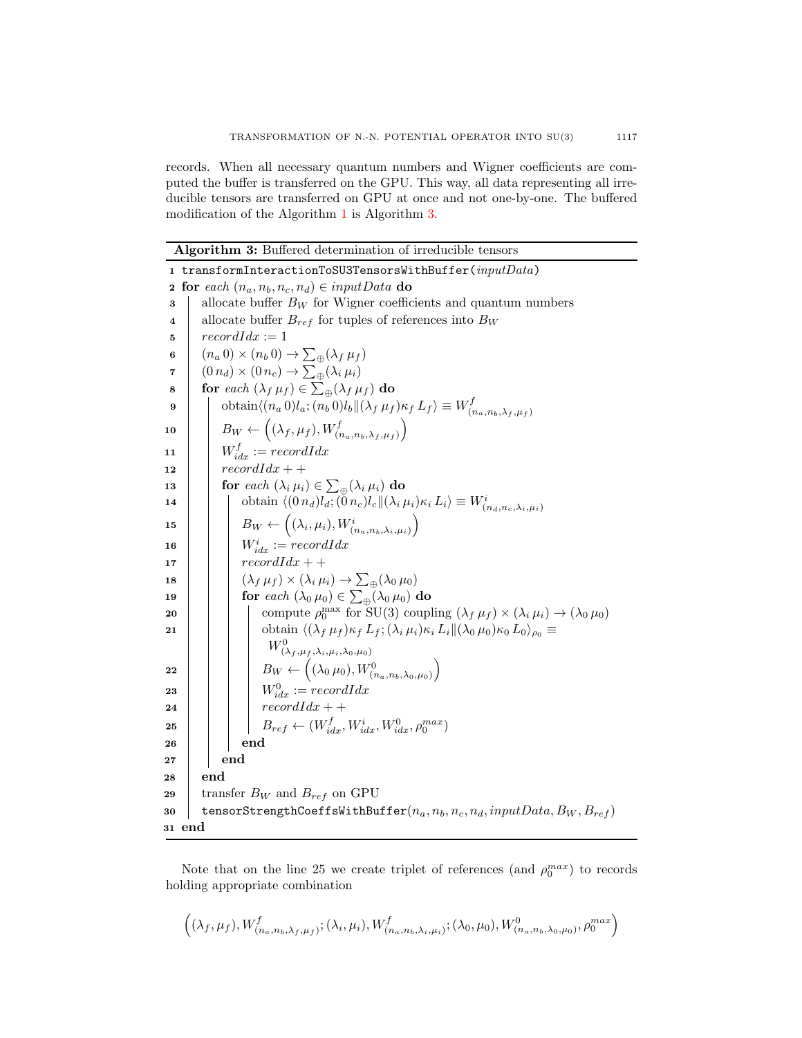records. When all necessary quantum numbers and Wigner coefficients are computed the buffer is transferred on the GPU. This way, all data representing all irreducible tensors are transferred on GPU at once and not one-by-one. The buffered modification of the Algorithm 1 is Algorithm 3.

**Algorithm 3:** Buffered determination of irreducible tensors

```
1  transformInteractionToSU3TensorsWithBuffer(inputData)
2  for each (n_a, n_b, n_c, n_d) ∈ inputData do
3      allocate buffer B_W for Wigner coefficients and quantum numbers
4      allocate buffer B_ref for tuples of references into B_W
5      recordIdx := 1
6      (n_a 0) × (n_b 0) → Σ_⊕ (λ_f μ_f)
7      (0 n_d) × (0 n_c) → Σ_⊕ (λ_i μ_i)
8      for each (λ_f μ_f) ∈ Σ_⊕ (λ_f μ_f) do
9          obtain ⟨(n_a 0) l_a; (n_b 0) l_b ‖ (λ_f μ_f) κ_f L_f⟩ ≡ W^f_(n_a, n_b, λ_f, μ_f)
10         B_W ← ((λ_f, μ_f), W^f_(n_a, n_b, λ_f, μ_f))
11         W^f_idx := recordIdx
12         recordIdx++
13         for each (λ_i μ_i) ∈ Σ_⊕ (λ_i μ_i) do
14             obtain ⟨(0 n_d) l_d; (0 n_c) l_c ‖ (λ_i μ_i) κ_i L_i⟩ ≡ W^i_(n_d, n_c, λ_i, μ_i)
15             B_W ← ((λ_i, μ_i), W^i_(n_a, n_b, λ_i, μ_i))
16             W^i_idx := recordIdx
17             recordIdx++
18             (λ_f μ_f) × (λ_i μ_i) → Σ_⊕ (λ_0 μ_0)
19             for each (λ_0 μ_0) ∈ Σ_⊕ (λ_0 μ_0) do
20                 compute ρ_0^max for SU(3) coupling (λ_f μ_f) × (λ_i μ_i) → (λ_0 μ_0)
21                 obtain ⟨(λ_f μ_f) κ_f L_f; (λ_i μ_i) κ_i L_i ‖ (λ_0 μ_0) κ_0 L_0⟩_ρ0 ≡
                       W^0_(λ_f, μ_f, λ_i, μ_i, λ_0, μ_0)
22                 B_W ← ((λ_0 μ_0), W^0_(n_a, n_b, λ_0, μ_0))
23                 W^0_idx := recordIdx
24                 recordIdx++
25                 B_ref ← (W^f_idx, W^i_idx, W^0_idx, ρ_0^max)
26             end
27         end
28     end
29     transfer B_W and B_ref on GPU
30     tensorStrengthCoeffsWithBuffer(n_a, n_b, n_c, n_d, inputData, B_W, B_ref)
31 end
```

Note that on the line 25 we create triplet of references (and $\rho_0^{max}$) to records holding appropriate combination

$$\left((\lambda_f, \mu_f), W^f_{(n_a, n_b, \lambda_f, \mu_f)}; (\lambda_i, \mu_i), W^f_{(n_a, n_b, \lambda_i, \mu_i)}; (\lambda_0, \mu_0), W^0_{(n_a, n_b, \lambda_0, \mu_0)}, \rho_0^{max}\right)$$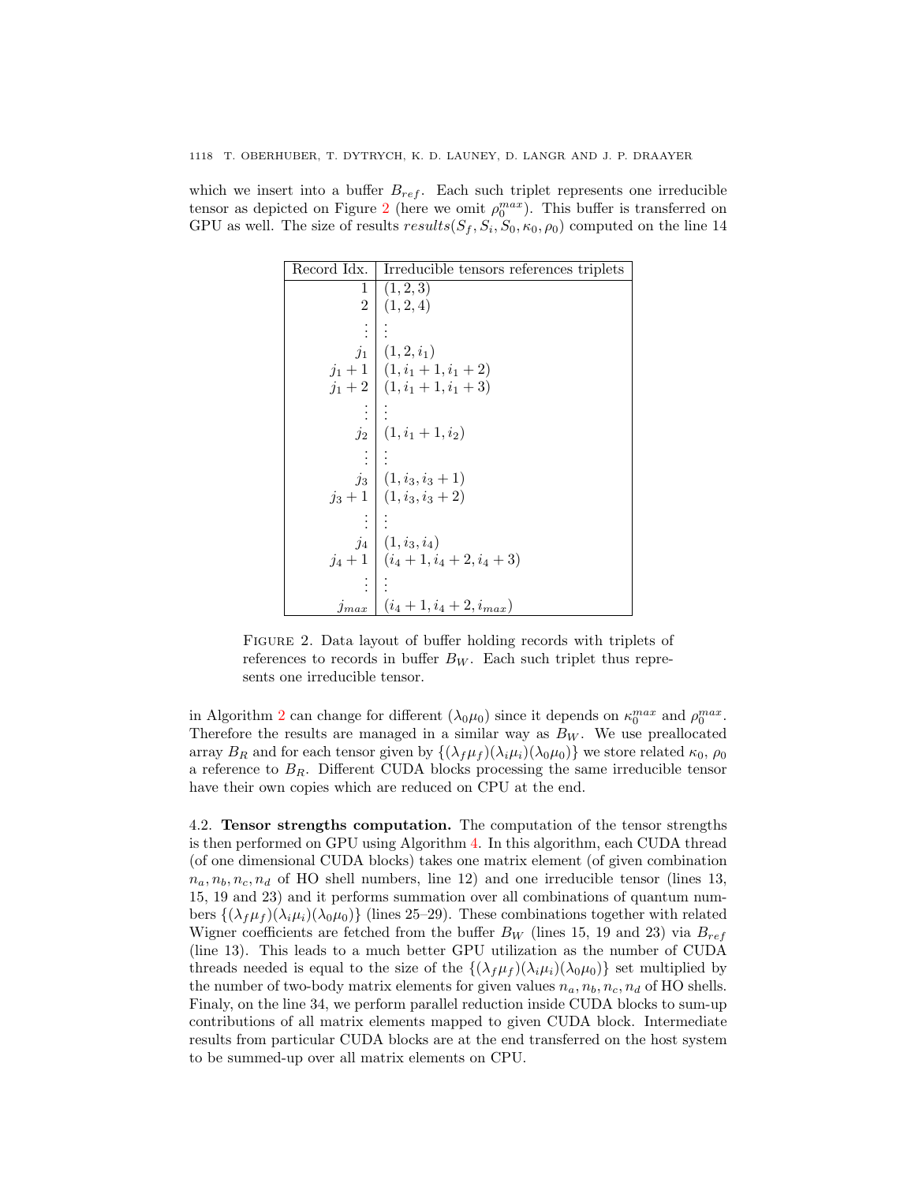which we insert into a buffer $B_{ref}$. Each such triplet represents one irreducible tensor as depicted on Figure 2 (here we omit $\rho_0^{max}$). This buffer is transferred on GPU as well. The size of results $results(S_f, S_i, S_0, \kappa_0, \rho_0)$ computed on the line 14

| Record Idx. | Irreducible tensors references triplets |
|---|---|
| 1 | $(1, 2, 3)$ |
| 2 | $(1, 2, 4)$ |
| $\vdots$ | $\vdots$ |
| $j_1$ | $(1, 2, i_1)$ |
| $j_1 + 1$ | $(1, i_1 + 1, i_1 + 2)$ |
| $j_1 + 2$ | $(1, i_1 + 1, i_1 + 3)$ |
| $\vdots$ | $\vdots$ |
| $j_2$ | $(1, i_1 + 1, i_2)$ |
| $\vdots$ | $\vdots$ |
| $j_3$ | $(1, i_3, i_3 + 1)$ |
| $j_3 + 1$ | $(1, i_3, i_3 + 2)$ |
| $\vdots$ | $\vdots$ |
| $j_4$ | $(1, i_3, i_4)$ |
| $j_4 + 1$ | $(i_4 + 1, i_4 + 2, i_4 + 3)$ |
| $\vdots$ | $\vdots$ |
| $j_{max}$ | $(i_4 + 1, i_4 + 2, i_{max})$ |

Figure 2. Data layout of buffer holding records with triplets of references to records in buffer $B_W$. Each such triplet thus represents one irreducible tensor.

in Algorithm 2 can change for different $(\lambda_0\mu_0)$ since it depends on $\kappa_0^{max}$ and $\rho_0^{max}$. Therefore the results are managed in a similar way as $B_W$. We use preallocated array $B_R$ and for each tensor given by $\{(\lambda_f\mu_f)(\lambda_i\mu_i)(\lambda_0\mu_0)\}$ we store related $\kappa_0$, $\rho_0$ a reference to $B_R$. Different CUDA blocks processing the same irreducible tensor have their own copies which are reduced on CPU at the end.

4.2. **Tensor strengths computation.** The computation of the tensor strengths is then performed on GPU using Algorithm 4. In this algorithm, each CUDA thread (of one dimensional CUDA blocks) takes one matrix element (of given combination $n_a, n_b, n_c, n_d$ of HO shell numbers, line 12) and one irreducible tensor (lines 13, 15, 19 and 23) and it performs summation over all combinations of quantum numbers $\{(\lambda_f\mu_f)(\lambda_i\mu_i)(\lambda_0\mu_0)\}$ (lines 25–29). These combinations together with related Wigner coefficients are fetched from the buffer $B_W$ (lines 15, 19 and 23) via $B_{ref}$ (line 13). This leads to a much better GPU utilization as the number of CUDA threads needed is equal to the size of the $\{(\lambda_f\mu_f)(\lambda_i\mu_i)(\lambda_0\mu_0)\}$ set multiplied by the number of two-body matrix elements for given values $n_a, n_b, n_c, n_d$ of HO shells. Finaly, on the line 34, we perform parallel reduction inside CUDA blocks to sum-up contributions of all matrix elements mapped to given CUDA block. Intermediate results from particular CUDA blocks are at the end transferred on the host system to be summed-up over all matrix elements on CPU.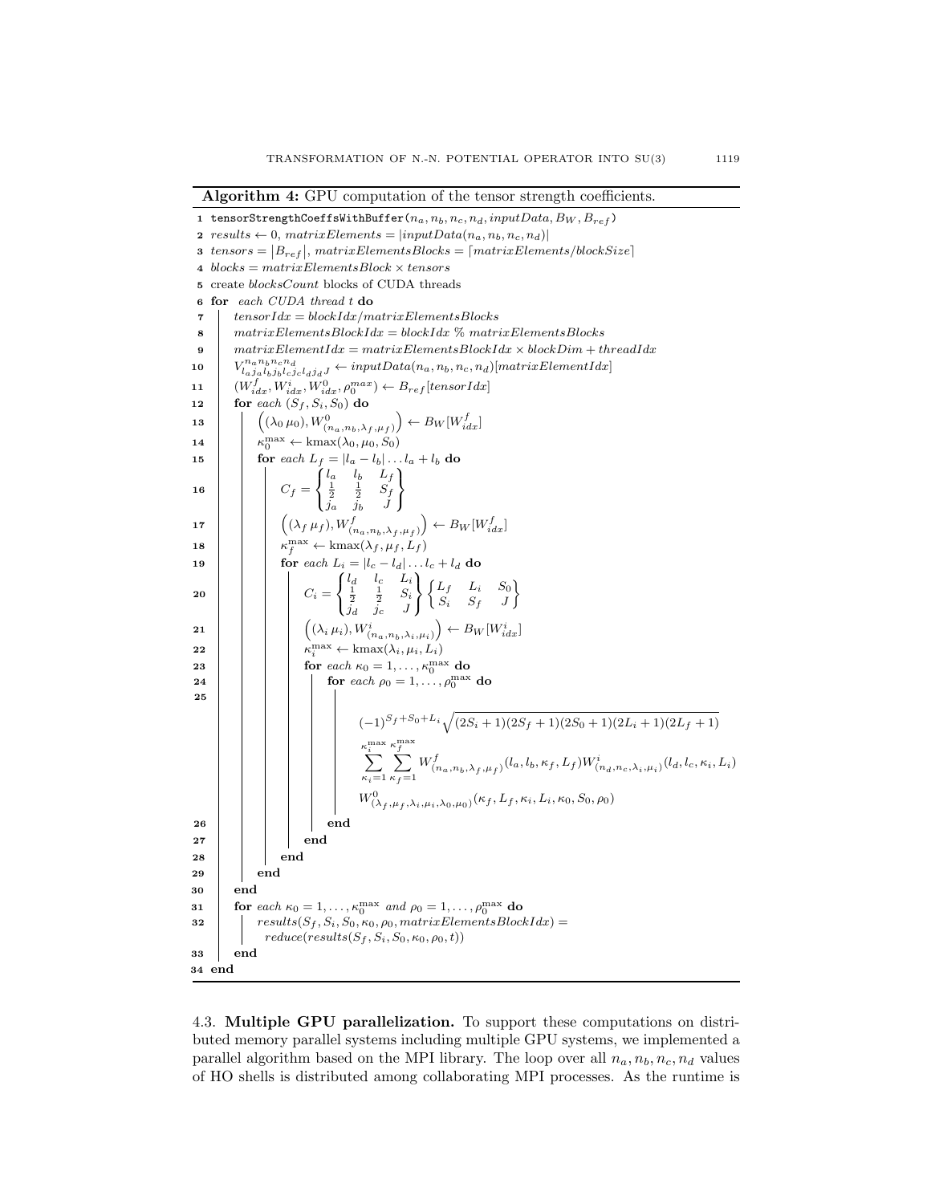**Algorithm 4:** GPU computation of the tensor strength coefficients.

```
1  tensorStrengthCoeffsWithBuffer(n_a, n_b, n_c, n_d, inputData, B_W, B_ref)
2  results ← 0, matrixElements = |inputData(n_a, n_b, n_c, n_d)|
3  tensors = |B_ref|, matrixElementsBlocks = ⌈matrixElements/blockSize⌉
4  blocks = matrixElementsBlock × tensors
5  create blocksCount blocks of CUDA threads
6  for each CUDA thread t do
7      tensorIdx = blockIdx/matrixElementsBlocks
8      matrixElementsBlockIdx = blockIdx % matrixElementsBlocks
9      matrixElementIdx = matrixElementsBlockIdx × blockDim + threadIdx
10     V^{n_a n_b n_c n_d}_{l_a j_a l_b j_b l_c j_c l_d j_d J} ← inputData(n_a, n_b, n_c, n_d)[matrixElementIdx]
11     (W^f_idx, W^i_idx, W^0_idx, ρ_0^max) ← B_ref[tensorIdx]
12     for each (S_f, S_i, S_0) do
13         ((λ_0 μ_0), W^0_(n_a,n_b,λ_f,μ_f)) ← B_W[W^f_idx]
14         κ_0^max ← kmax(λ_0, μ_0, S_0)
15         for each L_f = |l_a − l_b| ... l_a + l_b do
16             C_f = {l_a l_b L_f; 1/2 1/2 S_f; j_a j_b J}
17             ((λ_f μ_f), W^f_(n_a,n_b,λ_f,μ_f)) ← B_W[W^f_idx]
18             κ_f^max ← kmax(λ_f, μ_f, L_f)
19             for each L_i = |l_c − l_d| ... l_c + l_d do
20                 C_i = {l_d l_c L_i; 1/2 1/2 S_i; j_d j_c J} {L_f L_i S_0; S_i S_f J}
21                 ((λ_i μ_i), W^i_(n_a,n_b,λ_i,μ_i)) ← B_W[W^i_idx]
22                 κ_i^max ← kmax(λ_i, μ_i, L_i)
23                 for each κ_0 = 1, ..., κ_0^max do
24                     for each ρ_0 = 1, ..., ρ_0^max do
25                         (see formula below)
26                     end
27                 end
28             end
29         end
30     end
31     for each κ_0 = 1, ..., κ_0^max and ρ_0 = 1, ..., ρ_0^max do
32         results(S_f, S_i, S_0, κ_0, ρ_0, matrixElementsBlockIdx) =
               reduce(results(S_f, S_i, S_0, κ_0, ρ_0, t))
33     end
34 end
```

Line 25:

$$(-1)^{S_f+S_0+L_i}\sqrt{(2S_i+1)(2S_f+1)(2S_0+1)(2L_i+1)(2L_f+1)}$$
$$\sum_{\kappa_i=1}^{\kappa_i^{\max}}\sum_{\kappa_f=1}^{\kappa_f^{\max}} W^f_{(n_a,n_b,\lambda_f,\mu_f)}(l_a,l_b,\kappa_f,L_f)W^i_{(n_d,n_c,\lambda_i,\mu_i)}(l_d,l_c,\kappa_i,L_i)$$
$$W^0_{(\lambda_f,\mu_f,\lambda_i,\mu_i,\lambda_0,\mu_0)}(\kappa_f,L_f,\kappa_i,L_i,\kappa_0,S_0,\rho_0)$$

Line 16: $C_f = \begin{Bmatrix} l_a & l_b & L_f \\ \frac{1}{2} & \frac{1}{2} & S_f \\ j_a & j_b & J \end{Bmatrix}$

Line 20: $C_i = \begin{Bmatrix} l_d & l_c & L_i \\ \frac{1}{2} & \frac{1}{2} & S_i \\ j_d & j_c & J \end{Bmatrix} \begin{Bmatrix} L_f & L_i & S_0 \\ S_i & S_f & J \end{Bmatrix}$

4.3. **Multiple GPU parallelization.** To support these computations on distributed memory parallel systems including multiple GPU systems, we implemented a parallel algorithm based on the MPI library. The loop over all $n_a, n_b, n_c, n_d$ values of HO shells is distributed among collaborating MPI processes. As the runtime is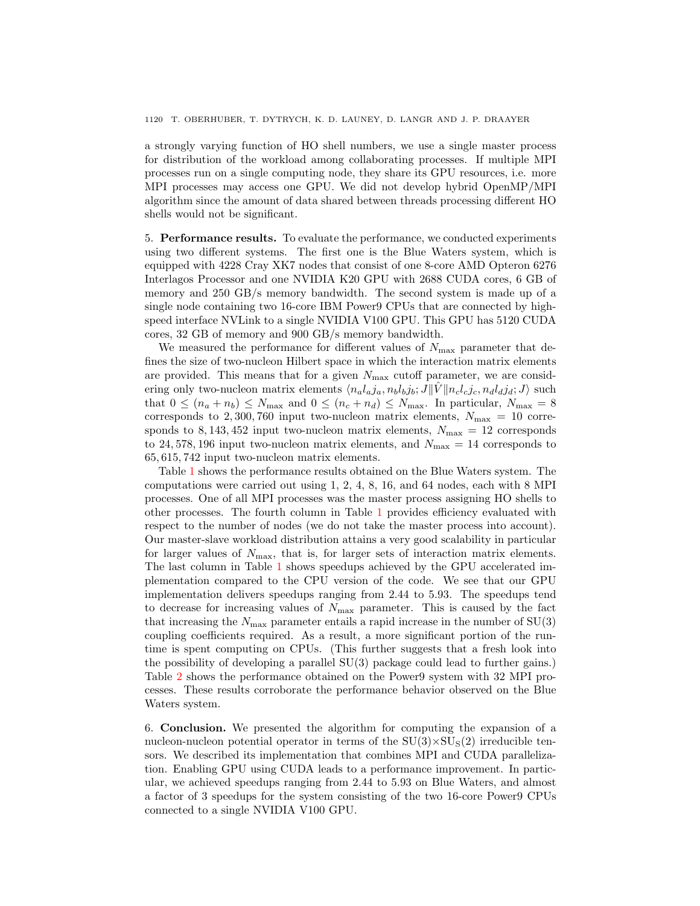a strongly varying function of HO shell numbers, we use a single master process for distribution of the workload among collaborating processes. If multiple MPI processes run on a single computing node, they share its GPU resources, i.e. more MPI processes may access one GPU. We did not develop hybrid OpenMP/MPI algorithm since the amount of data shared between threads processing different HO shells would not be significant.

**5. Performance results.** To evaluate the performance, we conducted experiments using two different systems. The first one is the Blue Waters system, which is equipped with 4228 Cray XK7 nodes that consist of one 8-core AMD Opteron 6276 Interlagos Processor and one NVIDIA K20 GPU with 2688 CUDA cores, 6 GB of memory and 250 GB/s memory bandwidth. The second system is made up of a single node containing two 16-core IBM Power9 CPUs that are connected by high-speed interface NVLink to a single NVIDIA V100 GPU. This GPU has 5120 CUDA cores, 32 GB of memory and 900 GB/s memory bandwidth.

We measured the performance for different values of $N_{\max}$ parameter that defines the size of two-nucleon Hilbert space in which the interaction matrix elements are provided. This means that for a given $N_{\max}$ cutoff parameter, we are considering only two-nucleon matrix elements $\langle n_a l_a j_a, n_b l_b j_b; J \| \hat{V} \| n_c l_c j_c, n_d l_d j_d; J \rangle$ such that $0 \leq (n_a + n_b) \leq N_{\max}$ and $0 \leq (n_c + n_d) \leq N_{\max}$. In particular, $N_{\max} = 8$ corresponds to $2,300,760$ input two-nucleon matrix elements, $N_{\max} = 10$ corresponds to $8,143,452$ input two-nucleon matrix elements, $N_{\max} = 12$ corresponds to $24,578,196$ input two-nucleon matrix elements, and $N_{\max} = 14$ corresponds to $65,615,742$ input two-nucleon matrix elements.

Table 1 shows the performance results obtained on the Blue Waters system. The computations were carried out using 1, 2, 4, 8, 16, and 64 nodes, each with 8 MPI processes. One of all MPI processes was the master process assigning HO shells to other processes. The fourth column in Table 1 provides efficiency evaluated with respect to the number of nodes (we do not take the master process into account). Our master-slave workload distribution attains a very good scalability in particular for larger values of $N_{\max}$, that is, for larger sets of interaction matrix elements. The last column in Table 1 shows speedups achieved by the GPU accelerated implementation compared to the CPU version of the code. We see that our GPU implementation delivers speedups ranging from 2.44 to 5.93. The speedups tend to decrease for increasing values of $N_{\max}$ parameter. This is caused by the fact that increasing the $N_{\max}$ parameter entails a rapid increase in the number of SU(3) coupling coefficients required. As a result, a more significant portion of the runtime is spent computing on CPUs. (This further suggests that a fresh look into the possibility of developing a parallel SU(3) package could lead to further gains.) Table 2 shows the performance obtained on the Power9 system with 32 MPI processes. These results corroborate the performance behavior observed on the Blue Waters system.

**6. Conclusion.** We presented the algorithm for computing the expansion of a nucleon-nucleon potential operator in terms of the $\mathrm{SU}(3)\times\mathrm{SU}_{\mathrm{S}}(2)$ irreducible tensors. We described its implementation that combines MPI and CUDA parallelization. Enabling GPU using CUDA leads to a performance improvement. In particular, we achieved speedups ranging from 2.44 to 5.93 on Blue Waters, and almost a factor of 3 speedups for the system consisting of the two 16-core Power9 CPUs connected to a single NVIDIA V100 GPU.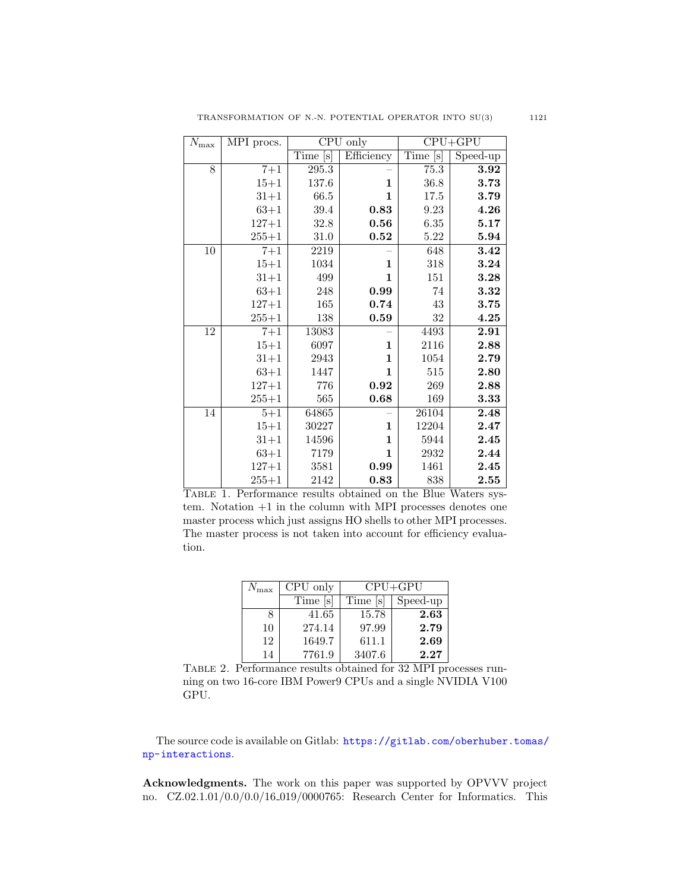| $N_{\max}$ | MPI procs. | CPU only | | CPU+GPU | |
|---|---|---|---|---|---|
| | | Time [s] | Efficiency | Time [s] | Speed-up |
| 8 | 7+1 | 295.3 | – | 75.3 | **3.92** |
| | 15+1 | 137.6 | **1** | 36.8 | **3.73** |
| | 31+1 | 66.5 | **1** | 17.5 | **3.79** |
| | 63+1 | 39.4 | **0.83** | 9.23 | **4.26** |
| | 127+1 | 32.8 | **0.56** | 6.35 | **5.17** |
| | 255+1 | 31.0 | **0.52** | 5.22 | **5.94** |
| 10 | 7+1 | 2219 | – | 648 | **3.42** |
| | 15+1 | 1034 | **1** | 318 | **3.24** |
| | 31+1 | 499 | **1** | 151 | **3.28** |
| | 63+1 | 248 | **0.99** | 74 | **3.32** |
| | 127+1 | 165 | **0.74** | 43 | **3.75** |
| | 255+1 | 138 | **0.59** | 32 | **4.25** |
| 12 | 7+1 | 13083 | – | 4493 | **2.91** |
| | 15+1 | 6097 | **1** | 2116 | **2.88** |
| | 31+1 | 2943 | **1** | 1054 | **2.79** |
| | 63+1 | 1447 | **1** | 515 | **2.80** |
| | 127+1 | 776 | **0.92** | 269 | **2.88** |
| | 255+1 | 565 | **0.68** | 169 | **3.33** |
| 14 | 5+1 | 64865 | – | 26104 | **2.48** |
| | 15+1 | 30227 | **1** | 12204 | **2.47** |
| | 31+1 | 14596 | **1** | 5944 | **2.45** |
| | 63+1 | 7179 | **1** | 2932 | **2.44** |
| | 127+1 | 3581 | **0.99** | 1461 | **2.45** |
| | 255+1 | 2142 | **0.83** | 838 | **2.55** |

Table 1. Performance results obtained on the Blue Waters system. Notation +1 in the column with MPI processes denotes one master process which just assigns HO shells to other MPI processes. The master process is not taken into account for efficiency evaluation.

| $N_{\max}$ | CPU only | CPU+GPU | |
|---|---|---|---|
| | Time [s] | Time [s] | Speed-up |
| 8 | 41.65 | 15.78 | **2.63** |
| 10 | 274.14 | 97.99 | **2.79** |
| 12 | 1649.7 | 611.1 | **2.69** |
| 14 | 7761.9 | 3407.6 | **2.27** |

Table 2. Performance results obtained for 32 MPI processes running on two 16-core IBM Power9 CPUs and a single NVIDIA V100 GPU.

The source code is available on Gitlab: https://gitlab.com/oberhuber.tomas/np-interactions.

**Acknowledgments.** The work on this paper was supported by OPVVV project no. CZ.02.1.01/0.0/0.0/16_019/0000765: Research Center for Informatics. This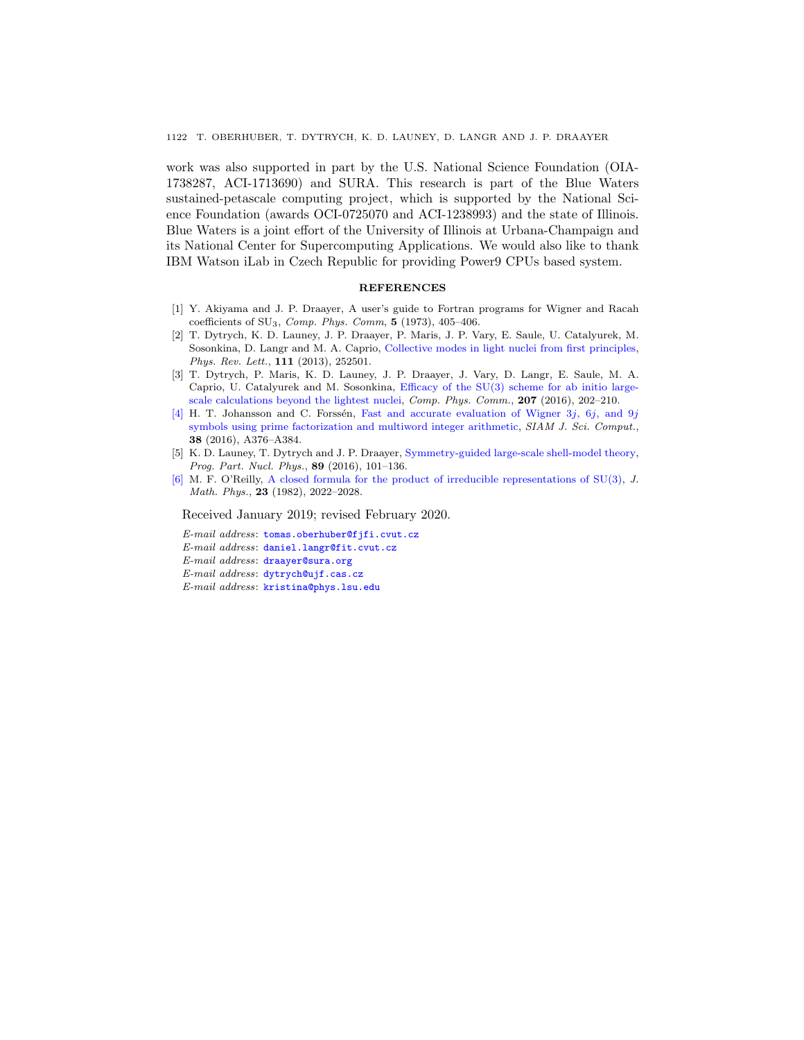work was also supported in part by the U.S. National Science Foundation (OIA-1738287, ACI-1713690) and SURA. This research is part of the Blue Waters sustained-petascale computing project, which is supported by the National Science Foundation (awards OCI-0725070 and ACI-1238993) and the state of Illinois. Blue Waters is a joint effort of the University of Illinois at Urbana-Champaign and its National Center for Supercomputing Applications. We would also like to thank IBM Watson iLab in Czech Republic for providing Power9 CPUs based system.

## REFERENCES

[1] Y. Akiyama and J. P. Draayer, A user's guide to Fortran programs for Wigner and Racah coefficients of $SU_3$, *Comp. Phys. Comm*, **5** (1973), 405–406.

[2] T. Dytrych, K. D. Launey, J. P. Draayer, P. Maris, J. P. Vary, E. Saule, U. Catalyurek, M. Sosonkina, D. Langr and M. A. Caprio, Collective modes in light nuclei from first principles, *Phys. Rev. Lett.*, **111** (2013), 252501.

[3] T. Dytrych, P. Maris, K. D. Launey, J. P. Draayer, J. Vary, D. Langr, E. Saule, M. A. Caprio, U. Catalyurek and M. Sosonkina, Efficacy of the SU(3) scheme for ab initio large-scale calculations beyond the lightest nuclei, *Comp. Phys. Comm.*, **207** (2016), 202–210.

[4] H. T. Johansson and C. Forssén, Fast and accurate evaluation of Wigner $3j$, $6j$, and $9j$ symbols using prime factorization and multiword integer arithmetic, *SIAM J. Sci. Comput.*, **38** (2016), A376–A384.

[5] K. D. Launey, T. Dytrych and J. P. Draayer, Symmetry-guided large-scale shell-model theory, *Prog. Part. Nucl. Phys.*, **89** (2016), 101–136.

[6] M. F. O'Reilly, A closed formula for the product of irreducible representations of SU(3), *J. Math. Phys.*, **23** (1982), 2022–2028.

Received January 2019; revised February 2020.

*E-mail address*: tomas.oberhuber@fjfi.cvut.cz
*E-mail address*: daniel.langr@fit.cvut.cz
*E-mail address*: draayer@sura.org
*E-mail address*: dytrych@ujf.cas.cz
*E-mail address*: kristina@phys.lsu.edu